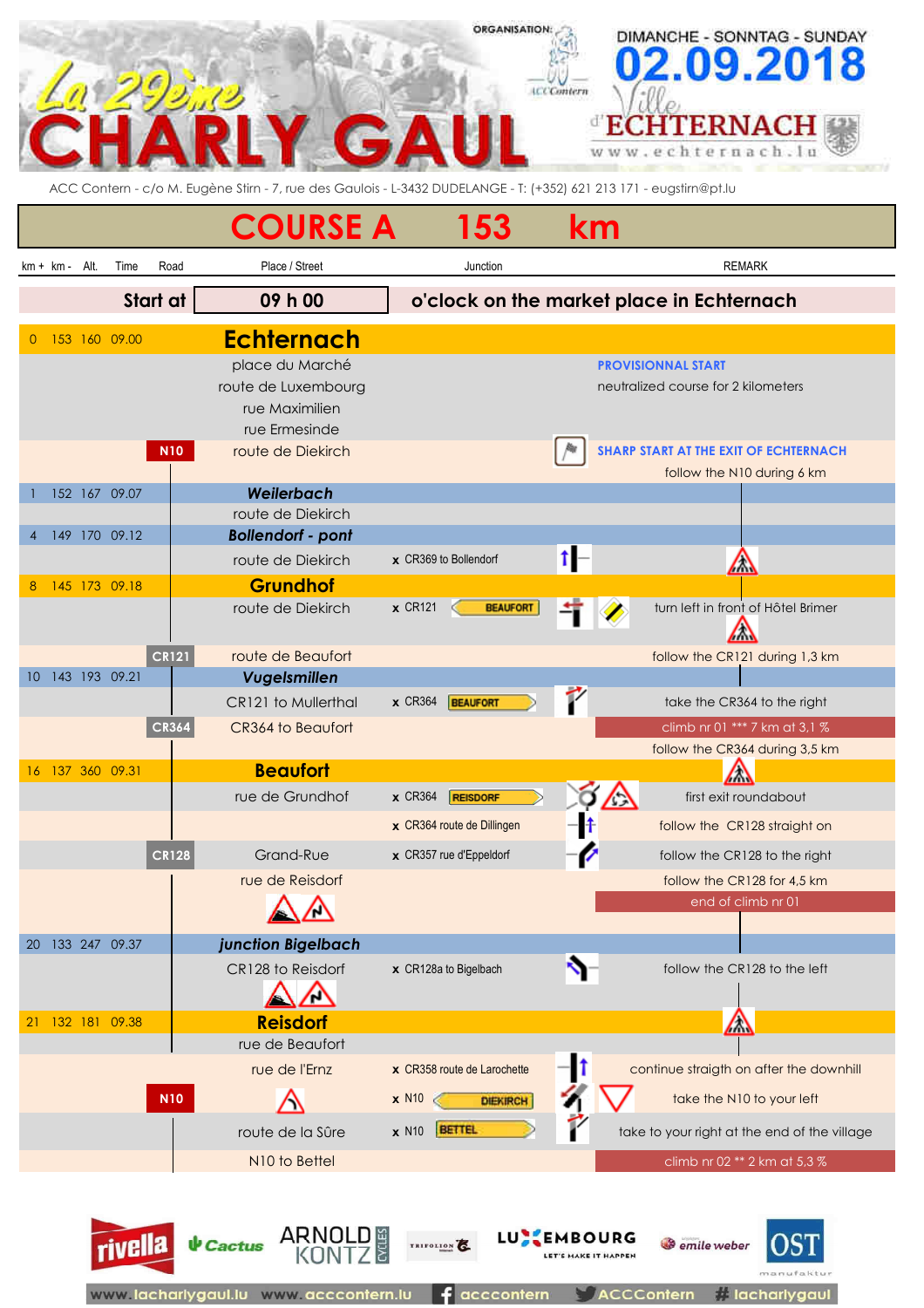# La 29ème CHARLY GAUL

ORGANISATION: ACC Contern

DIMANCHE - SONNTAG - SUNDAY **02.09.2018**

Ville d'ECHTERNACH www.echternach.lu

ACC Contern - c/o M. Eugène Stirn - 7, rue des Gaulois - L-3432 DUDELANGE - T: (+352) 621 213 171 - eugstirn@pt.lu

## COURSE A 153 km

**Start at 09 h 00 o'clock on the market place in Echternach**

| km + | km - | Alt. | Time | Road | Place / Street | Junction | REMARK |
|---|---|---|---|---|---|---|---|
| 0 | 153 | 160 | 09.00 | | **Echternach** | | |
| | | | | | place du Marché | | PROVISIONNAL START |
| | | | | | route de Luxembourg | | neutralized course for 2 kilometers |
| | | | | | rue Maximilien | | |
| | | | | | rue Ermesinde | | |
| | | | | N10 | route de Diekirch | | SHARP START AT THE EXIT OF ECHTERNACH |
| | | | | | | | follow the N10 during 6 km |
| 1 | 152 | 167 | 09.07 | | ***Weilerbach*** | | |
| | | | | | route de Diekirch | | |
| 4 | 149 | 170 | 09.12 | | ***Bollendorf - pont*** | | |
| | | | | | route de Diekirch | x CR369 to Bollendorf | |
| 8 | 145 | 173 | 09.18 | | **Grundhof** | | |
| | | | | | route de Diekirch | x CR121 BEAUFORT | turn left in front of Hôtel Brimer |
| | | | | CR121 | route de Beaufort | | follow the CR121 during 1,3 km |
| 10 | 143 | 193 | 09.21 | | ***Vugelsmillen*** | | |
| | | | | | CR121 to Mullerthal | x CR364 BEAUFORT | take the CR364 to the right |
| | | | | CR364 | CR364 to Beaufort | | climb nr 01 *** 7 km at 3,1 % |
| | | | | | | | follow the CR364 during 3,5 km |
| 16 | 137 | 360 | 09.31 | | **Beaufort** | | |
| | | | | | rue de Grundhof | x CR364 REISDORF | first exit roundabout |
| | | | | | | x CR364 route de Dillingen | follow the CR128 straight on |
| | | | | CR128 | Grand-Rue | x CR357 rue d'Eppeldorf | follow the CR128 to the right |
| | | | | | rue de Reisdorf | | follow the CR128 for 4,5 km |
| | | | | | | | end of climb nr 01 |
| 20 | 133 | 247 | 09.37 | | ***junction Bigelbach*** | | |
| | | | | | CR128 to Reisdorf | x CR128a to Bigelbach | follow the CR128 to the left |
| 21 | 132 | 181 | 09.38 | | **Reisdorf** | | |
| | | | | | rue de Beaufort | | |
| | | | | | rue de l'Ernz | x CR358 route de Larochette | continue straigth on after the downhill |
| | | | | N10 | | x N10 DIEKIRCH | take the N10 to your left |
| | | | | | route de la Sûre | x N10 BETTEL | take to your right at the end of the village |
| | | | | | N10 to Bettel | | climb nr 02 ** 2 km at 5,3 % |

rivella · Cactus · ARNOLD KONTZ CYCLES · TRIFOLION · LUXEMBOURG LET'S MAKE IT HAPPEN · emile weber · OST manufaktur

www.lacharlygaul.lu www.acccontern.lu acccontern ACCContern #lacharlygaul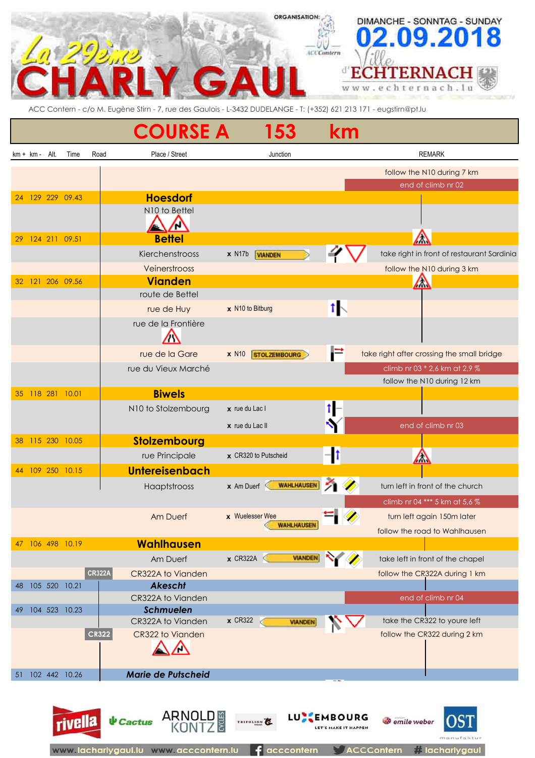# La 29ème CHARLY GAUL

ORGANISATION: ACC Contern

DIMANCHE - SONNTAG - SUNDAY **02.09.2018**

Ville d'ECHTERNACH www.echternach.lu

ACC Contern - c/o M. Eugène Stirn - 7, rue des Gaulois - L-3432 DUDELANGE - T: (+352) 621 213 171 - eugstirn@pt.lu

## COURSE A 153 km

| km + | km - | Alt. | Time | Road | Place / Street | Junction | REMARK |
|---|---|---|---|---|---|---|---|
| | | | | | | | follow the N10 during 7 km |
| | | | | | | | end of climb nr 02 |
| 24 | 129 | 229 | 09.43 | | **Hoesdorf** | | |
| | | | | | N10 to Bettel | | |
| 29 | 124 | 211 | 09.51 | | **Bettel** | | |
| | | | | | Kierchenstrooss | x N17b VIANDEN | take right in front of restaurant Sardinia |
| | | | | | Veinerstrooss | | follow the N10 during 3 km |
| 32 | 121 | 206 | 09.56 | | **Vianden** | | |
| | | | | | route de Bettel | | |
| | | | | | rue de Huy | x N10 to Bitburg | |
| | | | | | rue de la Frontière | | |
| | | | | | rue de la Gare | x N10 STOLZEMBOURG | take right after crossing the small bridge |
| | | | | | rue du Vieux Marché | | climb nr 03 * 2,6 km at 2,9 % |
| | | | | | | | follow the N10 during 12 km |
| 35 | 118 | 281 | 10.01 | | **Biwels** | | |
| | | | | | N10 to Stolzembourg | x rue du Lac I | |
| | | | | | | x rue du Lac II | end of climb nr 03 |
| 38 | 115 | 230 | 10.05 | | **Stolzembourg** | | |
| | | | | | rue Principale | x CR320 to Putscheid | |
| 44 | 109 | 250 | 10.15 | | **Untereisenbach** | | |
| | | | | | Haaptstrooss | x Am Duerf WAHLHAUSEN | turn left in front of the church |
| | | | | | | | climb nr 04 *** 5 km at 5,6 % |
| | | | | | Am Duerf | x Wuelesser Wee WAHLHAUSEN | turn left again 150m later |
| | | | | | | | follow the road to Wahlhausen |
| 47 | 106 | 498 | 10.19 | | **Wahlhausen** | | |
| | | | | | Am Duerf | x CR322A VIANDEN | take left in front of the chapel |
| | | | | CR322A | CR322A to Vianden | | follow the CR322A during 1 km |
| 48 | 105 | 520 | 10.21 | | ***Akescht*** | | |
| | | | | | CR322A to Vianden | | end of climb nr 04 |
| 49 | 104 | 523 | 10.23 | | ***Schmuelen*** | | |
| | | | | | CR322A to Vianden | x CR322 VIANDEN | take the CR322 to youre left |
| | | | | CR322 | CR322 to Vianden | | follow the CR322 during 2 km |
| 51 | 102 | 442 | 10.26 | | ***Marie de Putscheid*** | | |

rivella · Cactus · ARNOLD KONTZ CYCLES · TRIFOLION · LUXEMBOURG LET'S MAKE IT HAPPEN · emile weber · OST manufaktur

www.lacharlygaul.lu www.acccontern.lu acccontern ACCContern #lacharlygaul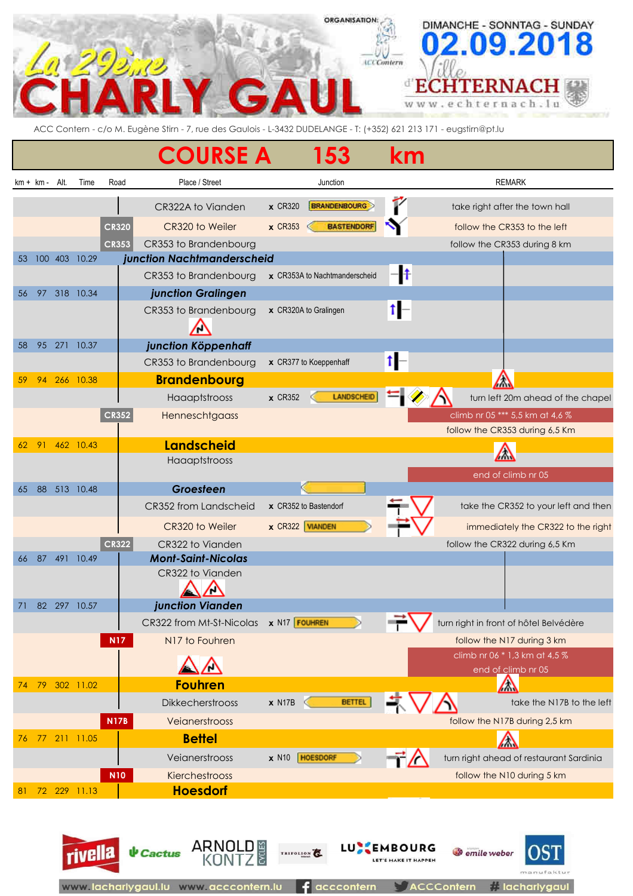# La 29ème CHARLY GAUL

ORGANISATION: ACC Contern

DIMANCHE - SONNTAG - SUNDAY **02.09.2018**

Ville d'ECHTERNACH – www.echternach.lu

ACC Contern - c/o M. Eugène Stirn - 7, rue des Gaulois - L-3432 DUDELANGE - T: (+352) 621 213 171 - eugstirn@pt.lu

## COURSE A 153 km

| km + | km - | Alt. | Time | Road | Place / Street | Junction | REMARK |
|---|---|---|---|---|---|---|---|
| | | | | | CR322A to Vianden | x CR320 BRANDENBOURG | take right after the town hall |
| | | | | CR320 | CR320 to Weiler | x CR353 BASTENDORF | follow the CR353 to the left |
| | | | | CR353 | CR353 to Brandenbourg | | follow the CR353 during 8 km |
| 53 | 100 | 403 | 10.29 | | ***junction Nachtmanderscheid*** | | |
| | | | | | CR353 to Brandenbourg | x CR353A to Nachtmanderscheid | |
| 56 | 97 | 318 | 10.34 | | ***junction Gralingen*** | | |
| | | | | | CR353 to Brandenbourg | x CR320A to Gralingen | |
| 58 | 95 | 271 | 10.37 | | ***junction Köppenhaff*** | | |
| | | | | | CR353 to Brandenbourg | x CR377 to Koeppenhaff | |
| 59 | 94 | 266 | 10.38 | | **Brandenbourg** | | |
| | | | | | Haaptstrooss | x CR352 LANDSCHEID | turn left 20m ahead of the chapel |
| | | | | CR352 | Henneschtgaass | | climb nr 05 *** 5,5 km at 4,6 % |
| | | | | | | | follow the CR353 during 6,5 Km |
| 62 | 91 | 462 | 10.43 | | **Landscheid** | | |
| | | | | | Haaptstrooss | | |
| | | | | | | | end of climb nr 05 |
| 65 | 88 | 513 | 10.48 | | ***Groesteen*** | | |
| | | | | | CR352 from Landscheid | x CR352 to Bastendorf | take the CR352 to your left and then |
| | | | | | CR320 to Weiler | x CR322 VIANDEN | immediately the CR322 to the right |
| | | | | CR322 | CR322 to Vianden | | follow the CR322 during 6,5 Km |
| 66 | 87 | 491 | 10.49 | | ***Mont-Saint-Nicolas*** | | |
| | | | | | CR322 to Vianden | | |
| 71 | 82 | 297 | 10.57 | | ***junction Vianden*** | | |
| | | | | | CR322 from Mt-St-Nicolas | x N17 FOUHREN | turn right in front of hôtel Belvédère |
| | | | | N17 | N17 to Fouhren | | follow the N17 during 3 km |
| | | | | | | | climb nr 06 * 1,3 km at 4,5 % |
| | | | | | | | end of climb nr 05 |
| 74 | 79 | 302 | 11.02 | | **Fouhren** | | |
| | | | | | Dikkecherstrooss | x N17B BETTEL | take the N17B to the left |
| | | | | N17B | Veianerstrooss | | follow the N17B during 2,5 km |
| 76 | 77 | 211 | 11.05 | | **Bettel** | | |
| | | | | | Veianerstrooss | x N10 HOESDORF | turn right ahead of restaurant Sardinia |
| | | | | N10 | Kierchestrooss | | follow the N10 during 5 km |
| 81 | 72 | 229 | 11.13 | | **Hoesdorf** | | |

www.lacharlygaul.lu www.acccontern.lu acccontern ACCContern #lacharlygaul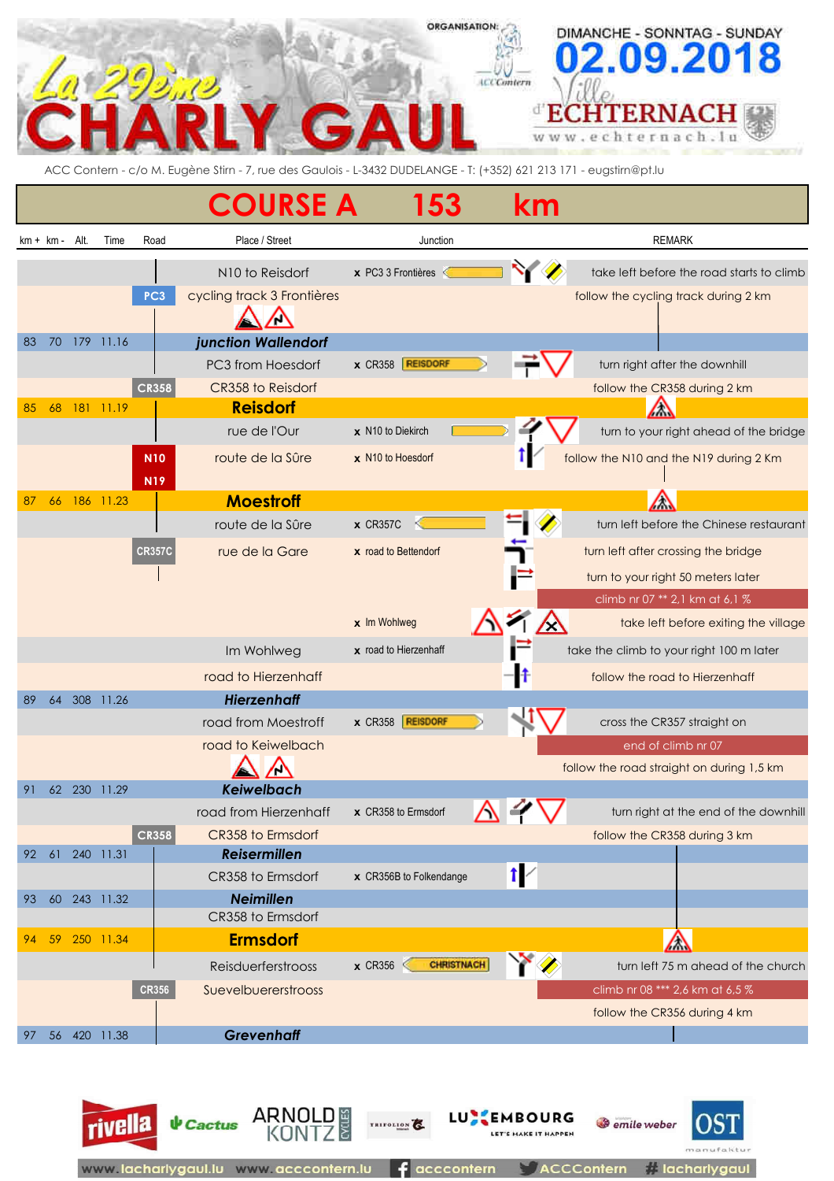# La 29ème CHARLY GAUL

ORGANISATION: ACC Contern

DIMANCHE - SONNTAG - SUNDAY
**02.09.2018**
Ville d'ECHTERNACH
www.echternach.lu

ACC Contern - c/o M. Eugène Stirn - 7, rue des Gaulois - L-3432 DUDELANGE - T: (+352) 621 213 171 - eugstirn@pt.lu

## COURSE A 153 km

| km + | km - | Alt. | Time | Road | Place / Street | Junction | REMARK |
|---|---|---|---|---|---|---|---|
| | | | | | N10 to Reisdorf | x PC3 3 Frontières | take left before the road starts to climb |
| | | | | PC3 | cycling track 3 Frontières | | follow the cycling track during 2 km |
| 83 | 70 | 179 | 11.16 | | *junction Wallendorf* | | |
| | | | | | PC3 from Hoesdorf | x CR358 REISDORF | turn right after the downhill |
| | | | | CR358 | CR358 to Reisdorf | | follow the CR358 during 2 km |
| 85 | 68 | 181 | 11.19 | | **Reisdorf** | | |
| | | | | | rue de l'Our | x N10 to Diekirch | turn to your right ahead of the bridge |
| | | | | N10 N19 | route de la Sûre | x N10 to Hoesdorf | follow the N10 and the N19 during 2 Km |
| 87 | 66 | 186 | 11.23 | | **Moestroff** | | |
| | | | | | route de la Sûre | x CR357C | turn left before the Chinese restaurant |
| | | | | CR357C | rue de la Gare | x road to Bettendorf | turn left after crossing the bridge |
| | | | | | | | turn to your right 50 meters later |
| | | | | | | | climb nr 07 ** 2,1 km at 6,1 % |
| | | | | | | x Im Wohlweg | take left before exiting the village |
| | | | | | Im Wohlweg | x road to Hierzenhaff | take the climb to your right 100 m later |
| | | | | | road to Hierzenhaff | | follow the road to Hierzenhaff |
| 89 | 64 | 308 | 11.26 | | *Hierzenhaff* | | |
| | | | | | road from Moestroff | x CR358 REISDORF | cross the CR357 straight on |
| | | | | | road to Keiwelbach | | end of climb nr 07 |
| | | | | | | | follow the road straight on during 1,5 km |
| 91 | 62 | 230 | 11.29 | | *Keiwelbach* | | |
| | | | | | road from Hierzenhaff | x CR358 to Ermsdorf | turn right at the end of the downhill |
| | | | | CR358 | CR358 to Ermsdorf | | follow the CR358 during 3 km |
| 92 | 61 | 240 | 11.31 | | *Reisermillen* | | |
| | | | | | CR358 to Ermsdorf | x CR356B to Folkendange | |
| 93 | 60 | 243 | 11.32 | | *Neimillen* | | |
| | | | | | CR358 to Ermsdorf | | |
| 94 | 59 | 250 | 11.34 | | **Ermsdorf** | | |
| | | | | | Reisduerferstroos | x CR356 CHRISTNACH | turn left 75 m ahead of the church |
| | | | | CR356 | Suevelbuererstroos | | climb nr 08 *** 2,6 km at 6,5 % |
| | | | | | | | follow the CR356 during 4 km |
| 97 | 56 | 420 | 11.38 | | *Grevenhaff* | | |

rivella · Cactus · ARNOLD KONTZ CYCLES · TRIFOLION · LUXEMBOURG LET'S MAKE IT HAPPEN · emile weber · OST manufaktur

www.lacharlygaul.lu www.acccontern.lu acccontern ACCContern #lacharlygaul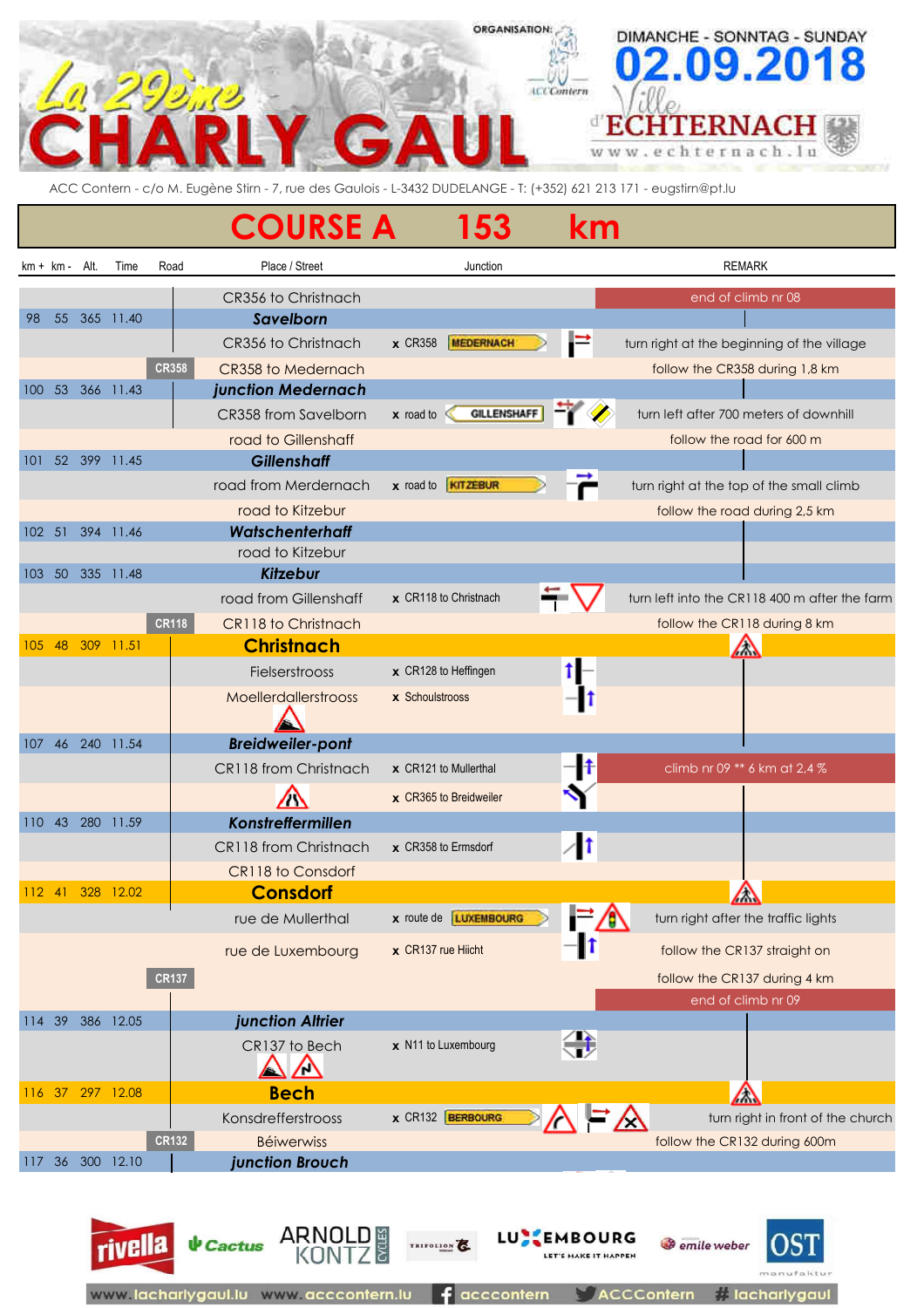# La 29ème CHARLY GAUL

ORGANISATION: ACC Contern

DIMANCHE - SONNTAG - SUNDAY **02.09.2018**

Ville d'ECHTERNACH www.echternach.lu

ACC Contern - c/o M. Eugène Stirn - 7, rue des Gaulois - L-3432 DUDELANGE - T: (+352) 621 213 171 - eugstirn@pt.lu

## COURSE A 153 km

| km + | km - | Alt. | Time | Road | Place / Street | Junction | REMARK |
|---|---|---|---|---|---|---|---|
| | | | | | CR356 to Christnach | | end of climb nr 08 |
| 98 | 55 | 365 | 11.40 | | ***Savelborn*** | | |
| | | | | | CR356 to Christnach | x CR358 MEDERNACH | turn right at the beginning of the village |
| | | | | CR358 | CR358 to Medernach | | follow the CR358 during 1,8 km |
| 100 | 53 | 366 | 11.43 | | ***junction Medernach*** | | |
| | | | | | CR358 from Savelborn | x road to GILLENSHAFF | turn left after 700 meters of downhill |
| | | | | | road to Gillenshaff | | follow the road for 600 m |
| 101 | 52 | 399 | 11.45 | | ***Gillenshaff*** | | |
| | | | | | road from Merdernach | x road to KITZEBUR | turn right at the top of the small climb |
| | | | | | road to Kitzebur | | follow the road during 2,5 km |
| 102 | 51 | 394 | 11.46 | | ***Watschenterhaff*** | | |
| | | | | | road to Kitzebur | | |
| 103 | 50 | 335 | 11.48 | | ***Kitzebur*** | | |
| | | | | | road from Gillenshaff | x CR118 to Christnach | turn left into the CR118 400 m after the farm |
| | | | | CR118 | CR118 to Christnach | | follow the CR118 during 8 km |
| 105 | 48 | 309 | 11.51 | | **Christnach** | | |
| | | | | | Fielserstrooss | x CR128 to Heffingen | |
| | | | | | Moellerdallerstrooss | x Schoulstrooss | |
| 107 | 46 | 240 | 11.54 | | ***Breidweiler-pont*** | | |
| | | | | | CR118 from Christnach | x CR121 to Mullerthal | climb nr 09 ** 6 km at 2,4 % |
| | | | | | | x CR365 to Breidweiler | |
| 110 | 43 | 280 | 11.59 | | ***Konstreffermillen*** | | |
| | | | | | CR118 from Christnach | x CR358 to Ermsdorf | |
| | | | | | CR118 to Consdorf | | |
| 112 | 41 | 328 | 12.02 | | **Consdorf** | | |
| | | | | | rue de Mullerthal | x route de LUXEMBOURG | turn right after the traffic lights |
| | | | | | rue de Luxembourg | x CR137 rue Hiicht | follow the CR137 straight on |
| | | | | CR137 | | | follow the CR137 during 4 km |
| | | | | | | | end of climb nr 09 |
| 114 | 39 | 386 | 12.05 | | ***junction Altrier*** | | |
| | | | | | CR137 to Bech | x N11 to Luxembourg | |
| 116 | 37 | 297 | 12.08 | | **Bech** | | |
| | | | | | Konsdrefferstrooss | x CR132 BERBOURG | turn right in front of the church |
| | | | | CR132 | Béiwerwiss | | follow the CR132 during 600m |
| 117 | 36 | 300 | 12.10 | | ***junction Brouch*** | | |

www.lacharlygaul.lu www.acccontern.lu acccontern ACCContern #lacharlygaul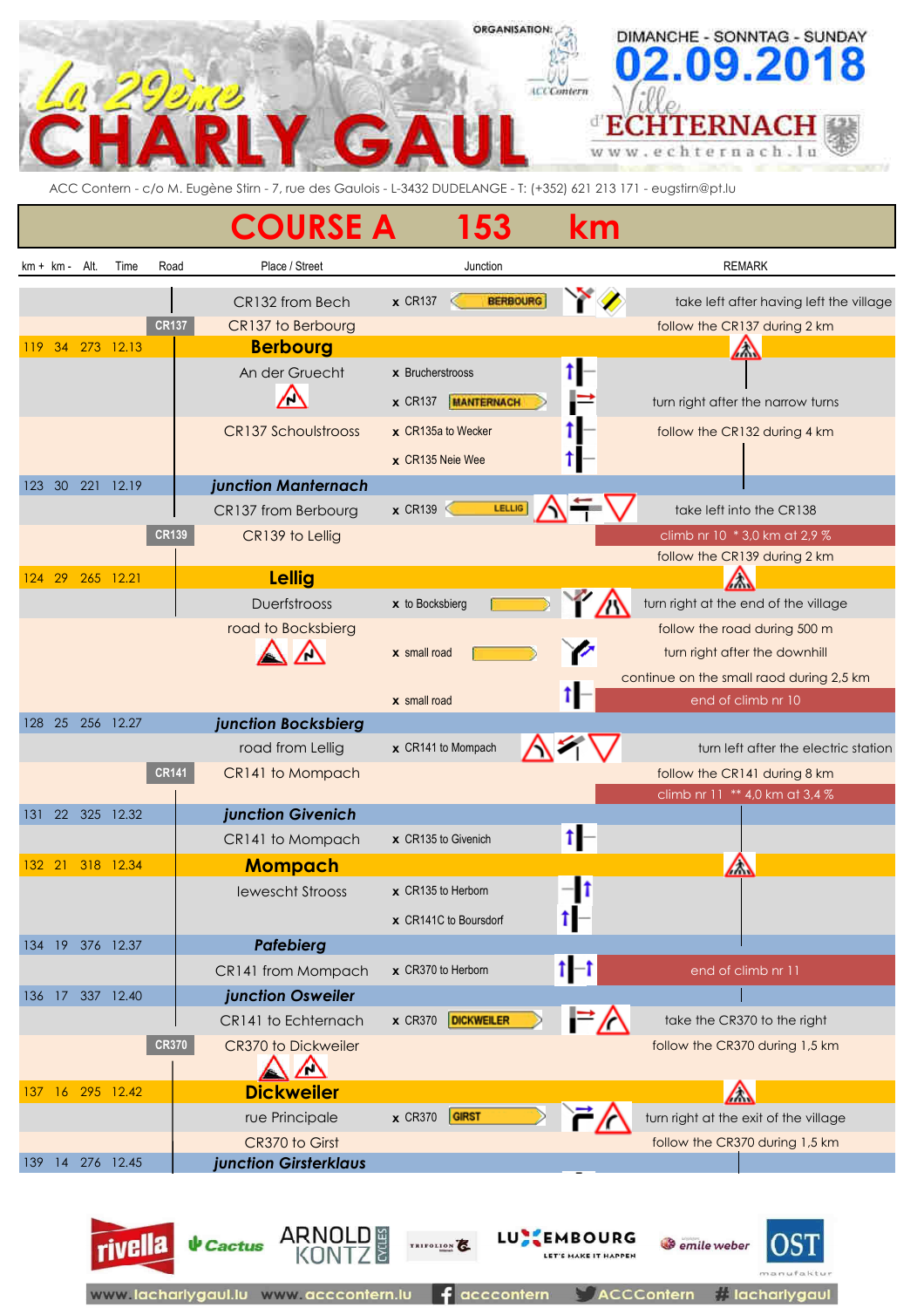# La 29ème CHARLY GAUL

ORGANISATION: ACC Contern

DIMANCHE - SONNTAG - SUNDAY **02.09.2018**

Ville d'ECHTERNACH www.echternach.lu

ACC Contern - c/o M. Eugène Stirn - 7, rue des Gaulois - L-3432 DUDELANGE - T: (+352) 621 213 171 - eugstirn@pt.lu

## COURSE A 153 km

| km + | km - | Alt. | Time | Road | Place / Street | Junction | REMARK |
|---|---|---|---|---|---|---|---|
| | | | | | CR132 from Bech | x CR137 BERBOURG | take left after having left the village |
| | | | | CR137 | CR137 to Berbourg | | follow the CR137 during 2 km |
| 119 | 34 | 273 | 12.13 | | **Berbourg** | | |
| | | | | | An der Gruecht | x Bruchertstrooss | |
| | | | | | | x CR137 MANTERNACH | turn right after the narrow turns |
| | | | | | CR137 Schoulstrooss | x CR135a to Wecker | follow the CR132 during 4 km |
| | | | | | | x CR135 Neie Wee | |
| 123 | 30 | 221 | 12.19 | | ***junction Mantернach*** | | |
| | | | | | CR137 from Berbourg | x CR139 LELLIG | take left into the CR138 |
| | | | | CR139 | CR139 to Lellig | | climb nr 10 * 3,0 km at 2,9 % |
| | | | | | | | follow the CR139 during 2 km |
| 124 | 29 | 265 | 12.21 | | **Lellig** | | |
| | | | | | Duerfstrooss | x to Bocksbierg | turn right at the end of the village |
| | | | | | road to Bocksbierg | | follow the road during 500 m |
| | | | | | | x small road | turn right after the downhill |
| | | | | | | | continue on the small raod during 2,5 km |
| | | | | | | x small road | end of climb nr 10 |
| 128 | 25 | 256 | 12.27 | | ***junction Bocksbierg*** | | |
| | | | | | road from Lellig | x CR141 to Mompach | turn left after the electric station |
| | | | | CR141 | CR141 to Mompach | | follow the CR141 during 8 km |
| | | | | | | | climb nr 11 ** 4,0 km at 3,4 % |
| 131 | 22 | 325 | 12.32 | | ***junction Givenich*** | | |
| | | | | | CR141 to Mompach | x CR135 to Givenich | |
| 132 | 21 | 318 | 12.34 | | **Mompach** | | |
| | | | | | Iewescht Strooss | x CR135 to Herborn | |
| | | | | | | x CR141C to Boursdorf | |
| 134 | 19 | 376 | 12.37 | | ***Pafebierg*** | | |
| | | | | | CR141 from Mompach | x CR370 to Herborn | end of climb nr 11 |
| 136 | 17 | 337 | 12.40 | | ***junction Osweiler*** | | |
| | | | | | CR141 to Echternach | x CR370 DICKWEILER | take the CR370 to the right |
| | | | | CR370 | CR370 to Dickweiler | | follow the CR370 during 1,5 km |
| 137 | 16 | 295 | 12.42 | | **Dickweiler** | | |
| | | | | | rue Principale | x CR370 GIRST | turn right at the exit of the village |
| | | | | | CR370 to Girst | | follow the CR370 during 1,5 km |
| 139 | 14 | 276 | 12.45 | | ***junction Girsterklaus*** | | |

rivella · Cactus · ARNOLD KONTZ CYCLES · TRIFOLION · LUXEMBOURG LET'S MAKE IT HAPPEN · emile weber · OST manufaktur

www.lacharlygaul.lu www.acccontern.lu acccontern ACCContern #lacharlygaul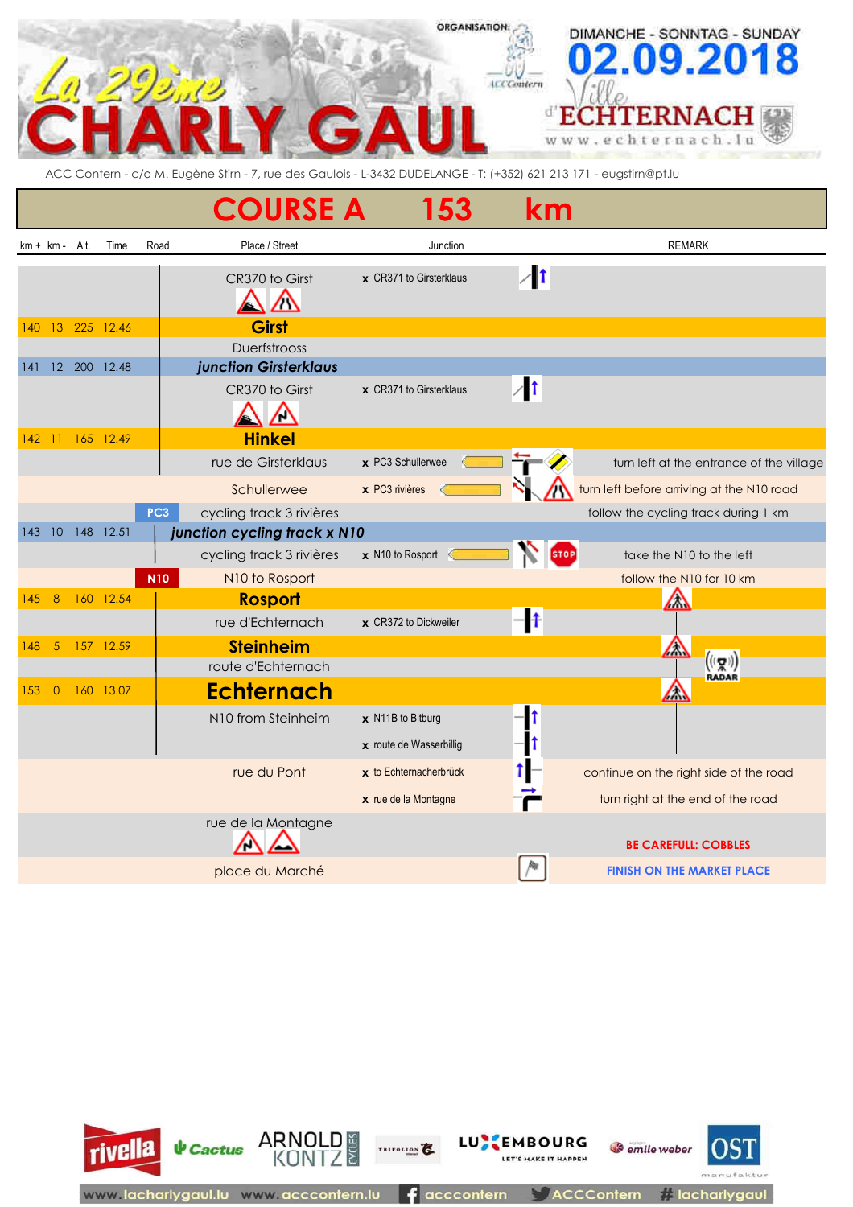# La 29ème CHARLY GAUL

ORGANISATION: ACC Contern

DIMANCHE - SONNTAG - SUNDAY **02.09.2018**

Ville d'ECHTERNACH www.echternach.lu

ACC Contern - c/o M. Eugène Stirn - 7, rue des Gaulois - L-3432 DUDELANGE - T: (+352) 621 213 171 - eugstirn@pt.lu

## COURSE A 153 km

| km + | km - | Alt. | Time | Road | Place / Street | Junction | REMARK |
|---|---|---|---|---|---|---|---|
| | | | | | CR370 to Girst | x CR371 to Girsterklaus | |
| 140 | 13 | 225 | 12.46 | | **Girst** | | |
| | | | | | Duerfstrooss | | |
| 141 | 12 | 200 | 12.48 | | ***junction Girsterklaus*** | | |
| | | | | | CR370 to Girst | x CR371 to Girsterklaus | |
| 142 | 11 | 165 | 12.49 | | **Hinkel** | | |
| | | | | | rue de Girsterklaus | x PC3 Schullerwee | turn left at the entrance of the village |
| | | | | | Schullerwee | x PC3 rivières | turn left before arriving at the N10 road |
| | | | | PC3 | cycling track 3 rivières | | follow the cycling track during 1 km |
| 143 | 10 | 148 | 12.51 | | ***junction cycling track x N10*** | | |
| | | | | | cycling track 3 rivières | x N10 to Rosport | take the N10 to the left |
| | | | | N10 | N10 to Rosport | | follow the N10 for 10 km |
| 145 | 8 | 160 | 12.54 | | **Rosport** | | |
| | | | | | rue d'Echternach | x CR372 to Dickweiler | |
| 148 | 5 | 157 | 12.59 | | **Steinheim** | | |
| | | | | | route d'Echternach | | RADAR |
| 153 | 0 | 160 | 13.07 | | **Echternach** | | |
| | | | | | N10 from Steinheim | x N11B to Bitburg | |
| | | | | | | x route de Wasserbillig | |
| | | | | | rue du Pont | x to Echternacherbrück | continue on the right side of the road |
| | | | | | | x rue de la Montagne | turn right at the end of the road |
| | | | | | rue de la Montagne | | **BE CAREFULL: COBBLES** |
| | | | | | place du Marché | | **FINISH ON THE MARKET PLACE** |

rivella · Cactus · ARNOLD KONTZ CYCLES · TRIFOLION · LUXEMBOURG LET'S MAKE IT HAPPEN · emile weber · OST manufaktur

www.lacharlygaul.lu www.acccontern.lu acccontern ACCContern #lacharlygaul